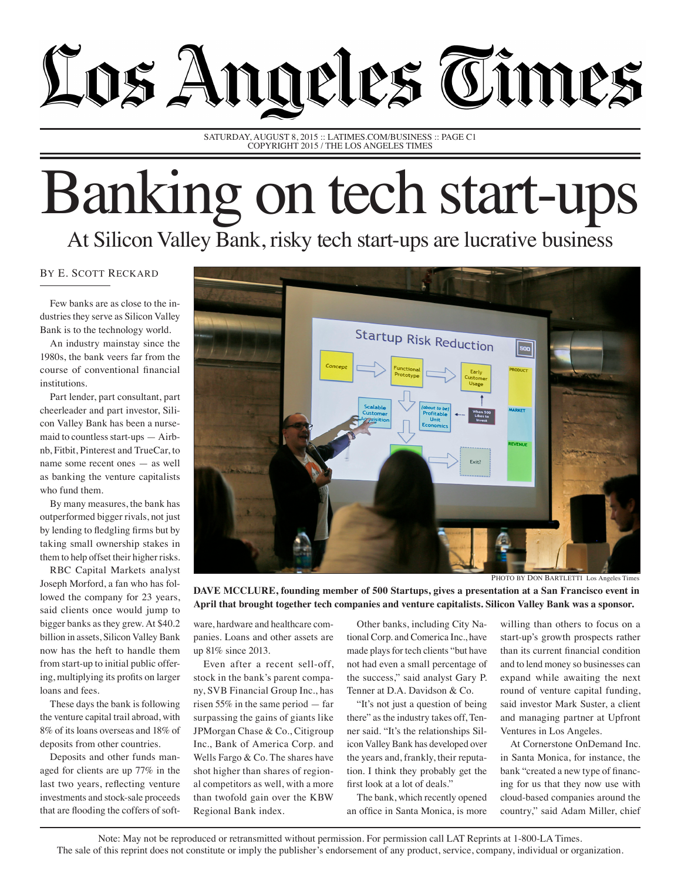# Los Angeles Times

SATURDAY, AUGUST 8, 2015 :: LATIMES.COM/BUSINESS :: PAGE C1
COPYRIGHT 2015 / THE LOS ANGELES TIMES

# Banking on tech start-ups

## At Silicon Valley Bank, risky tech start-ups are lucrative business

BY E. SCOTT RECKARD

PHOTO BY DON BARTLETTI Los Angeles Times

**DAVE MCCLURE, founding member of 500 Startups, gives a presentation at a San Francisco event in April that brought together tech companies and venture capitalists. Silicon Valley Bank was a sponsor.**

Few banks are as close to the industries they serve as Silicon Valley Bank is to the technology world.

An industry mainstay since the 1980s, the bank veers far from the course of conventional financial institutions.

Part lender, part consultant, part cheerleader and part investor, Silicon Valley Bank has been a nursemaid to countless start-ups — Airbnb, Fitbit, Pinterest and TrueCar, to name some recent ones — as well as banking the venture capitalists who fund them.

By many measures, the bank has outperformed bigger rivals, not just by lending to fledgling firms but by taking small ownership stakes in them to help offset their higher risks.

RBC Capital Markets analyst Joseph Morford, a fan who has followed the company for 23 years, said clients once would jump to bigger banks as they grew. At $40.2 billion in assets, Silicon Valley Bank now has the heft to handle them from start-up to initial public offering, multiplying its profits on larger loans and fees.

These days the bank is following the venture capital trail abroad, with 8% of its loans overseas and 18% of deposits from other countries.

Deposits and other funds managed for clients are up 77% in the last two years, reflecting venture investments and stock-sale proceeds that are flooding the coffers of software, hardware and healthcare companies. Loans and other assets are up 81% since 2013.

Even after a recent sell-off, stock in the bank's parent company, SVB Financial Group Inc., has risen 55% in the same period — far surpassing the gains of giants like JPMorgan Chase & Co., Citigroup Inc., Bank of America Corp. and Wells Fargo & Co. The shares have shot higher than shares of regional competitors as well, with a more than twofold gain over the KBW Regional Bank index.

Other banks, including City National Corp. and Comerica Inc., have made plays for tech clients "but have not had even a small percentage of the success," said analyst Gary P. Tenner at D.A. Davidson & Co.

"It's not just a question of being there" as the industry takes off, Tenner said. "It's the relationships Silicon Valley Bank has developed over the years and, frankly, their reputation. I think they probably get the first look at a lot of deals."

The bank, which recently opened an office in Santa Monica, is more willing than others to focus on a start-up's growth prospects rather than its current financial condition and to lend money so businesses can expand while awaiting the next round of venture capital funding, said investor Mark Suster, a client and managing partner at Upfront Ventures in Los Angeles.

At Cornerstone OnDemand Inc. in Santa Monica, for instance, the bank "created a new type of financing for us that they now use with cloud-based companies around the country," said Adam Miller, chief

Note: May not be reproduced or retransmitted without permission. For permission call LAT Reprints at 1-800-LA Times.
The sale of this reprint does not constitute or imply the publisher's endorsement of any product, service, company, individual or organization.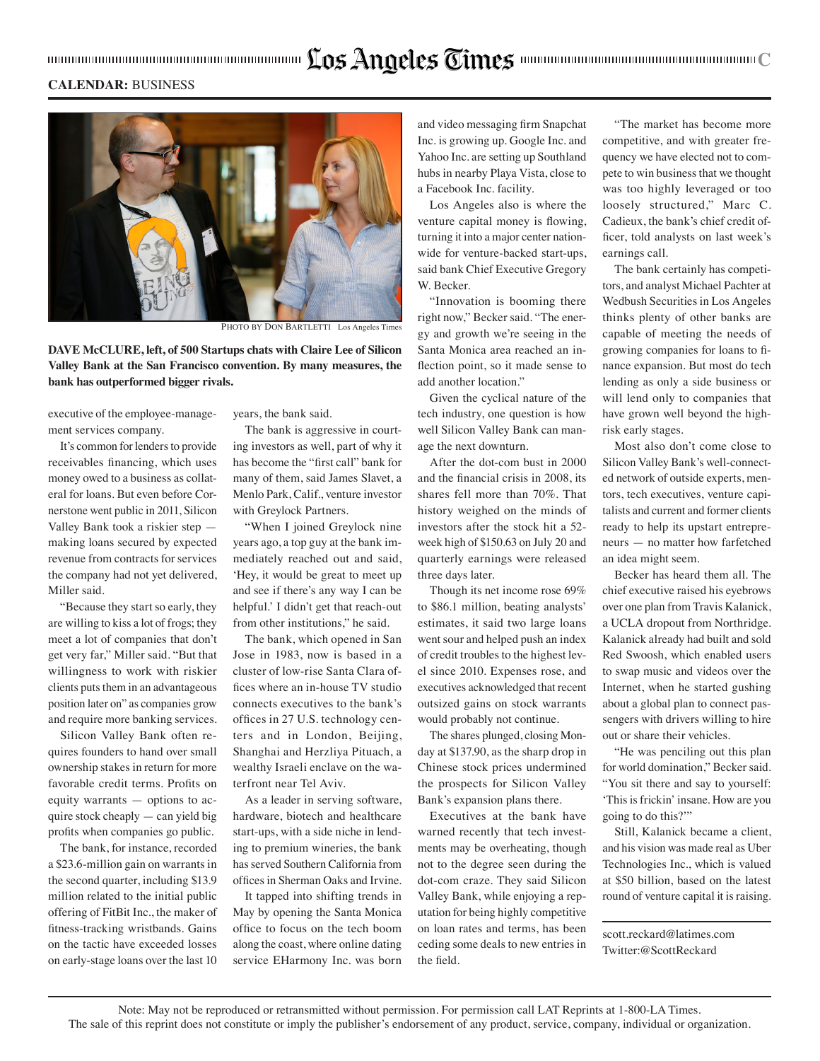PHOTO BY DON BARTLETTI Los Angeles Times

**DAVE McCLURE, left, of 500 Startups chats with Claire Lee of Silicon Valley Bank at the San Francisco convention. By many measures, the bank has outperformed bigger rivals.**

executive of the employee-management services company.

It's common for lenders to provide receivables financing, which uses money owed to a business as collateral for loans. But even before Cornerstone went public in 2011, Silicon Valley Bank took a riskier step — making loans secured by expected revenue from contracts for services the company had not yet delivered, Miller said.

"Because they start so early, they are willing to kiss a lot of frogs; they meet a lot of companies that don't get very far," Miller said. "But that willingness to work with riskier clients puts them in an advantageous position later on" as companies grow and require more banking services.

Silicon Valley Bank often requires founders to hand over small ownership stakes in return for more favorable credit terms. Profits on equity warrants — options to acquire stock cheaply — can yield big profits when companies go public.

The bank, for instance, recorded a $23.6-million gain on warrants in the second quarter, including $13.9 million related to the initial public offering of FitBit Inc., the maker of fitness-tracking wristbands. Gains on the tactic have exceeded losses on early-stage loans over the last 10 years, the bank said.

The bank is aggressive in courting investors as well, part of why it has become the "first call" bank for many of them, said James Slavet, a Menlo Park, Calif., venture investor with Greylock Partners.

"When I joined Greylock nine years ago, a top guy at the bank immediately reached out and said, 'Hey, it would be great to meet up and see if there's any way I can be helpful.' I didn't get that reach-out from other institutions," he said.

The bank, which opened in San Jose in 1983, now is based in a cluster of low-rise Santa Clara offices where an in-house TV studio connects executives to the bank's offices in 27 U.S. technology centers and in London, Beijing, Shanghai and Herzliya Pituach, a wealthy Israeli enclave on the waterfront near Tel Aviv.

As a leader in serving software, hardware, biotech and healthcare start-ups, with a side niche in lending to premium wineries, the bank has served Southern California from offices in Sherman Oaks and Irvine.

It tapped into shifting trends in May by opening the Santa Monica office to focus on the tech boom along the coast, where online dating service EHarmony Inc. was born and video messaging firm Snapchat Inc. is growing up. Google Inc. and Yahoo Inc. are setting up Southland hubs in nearby Playa Vista, close to a Facebook Inc. facility.

Los Angeles also is where the venture capital money is flowing, turning it into a major center nationwide for venture-backed start-ups, said bank Chief Executive Gregory W. Becker.

"Innovation is booming there right now," Becker said. "The energy and growth we're seeing in the Santa Monica area reached an inflection point, so it made sense to add another location."

Given the cyclical nature of the tech industry, one question is how well Silicon Valley Bank can manage the next downturn.

After the dot-com bust in 2000 and the financial crisis in 2008, its shares fell more than 70%. That history weighed on the minds of investors after the stock hit a 52-week high of $150.63 on July 20 and quarterly earnings were released three days later.

Though its net income rose 69% to $86.1 million, beating analysts' estimates, it said two large loans went sour and helped push an index of credit troubles to the highest level since 2010. Expenses rose, and executives acknowledged that recent outsized gains on stock warrants would probably not continue.

The shares plunged, closing Monday at $137.90, as the sharp drop in Chinese stock prices undermined the prospects for Silicon Valley Bank's expansion plans there.

Executives at the bank have warned recently that tech investments may be overheating, though not to the degree seen during the dot-com craze. They said Silicon Valley Bank, while enjoying a reputation for being highly competitive on loan rates and terms, has been ceding some deals to new entries in the field.

"The market has become more competitive, and with greater frequency we have elected not to compete to win business that we thought was too highly leveraged or too loosely structured," Marc C. Cadieux, the bank's chief credit officer, told analysts on last week's earnings call.

The bank certainly has competitors, and analyst Michael Pachter at Wedbush Securities in Los Angeles thinks plenty of other banks are capable of meeting the needs of growing companies for loans to finance expansion. But most do tech lending as only a side business or will lend only to companies that have grown well beyond the high-risk early stages.

Most also don't come close to Silicon Valley Bank's well-connected network of outside experts, mentors, tech executives, venture capitalists and current and former clients ready to help its upstart entrepreneurs — no matter how farfetched an idea might seem.

Becker has heard them all. The chief executive raised his eyebrows over one plan from Travis Kalanick, a UCLA dropout from Northridge. Kalanick already had built and sold Red Swoosh, which enabled users to swap music and videos over the Internet, when he started gushing about a global plan to connect passengers with drivers willing to hire out or share their vehicles.

"He was penciling out this plan for world domination," Becker said. "You sit there and say to yourself: 'This is frickin' insane. How are you going to do this?'"

Still, Kalanick became a client, and his vision was made real as Uber Technologies Inc., which is valued at $50 billion, based on the latest round of venture capital it is raising.

scott.reckard@latimes.com
Twitter:@ScottReckard

Note: May not be reproduced or retransmitted without permission. For permission call LAT Reprints at 1-800-LA Times.
The sale of this reprint does not constitute or imply the publisher's endorsement of any product, service, company, individual or organization.